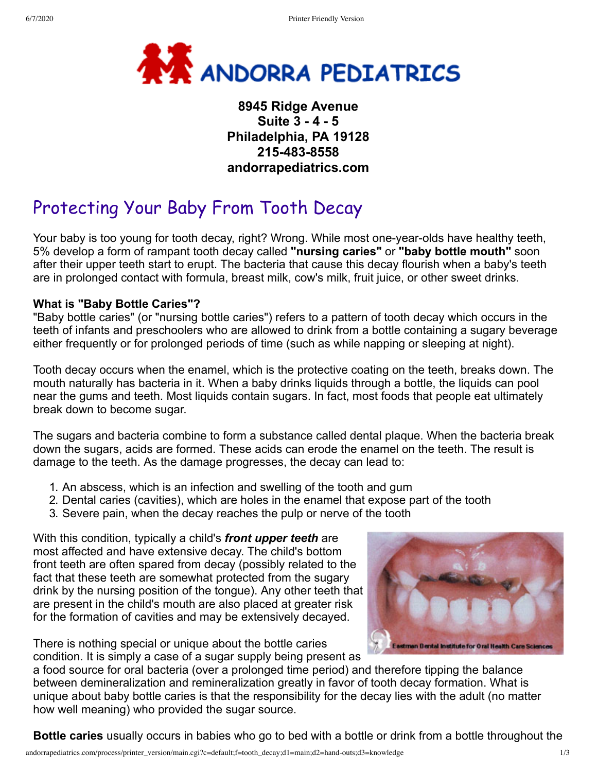# ANDORRA PEDIATRICS

**8945 Ridge Avenue**
**Suite 3 - 4 - 5**
**Philadelphia, PA 19128**
**215-483-8558**
**andorrapediatrics.com**

## Protecting Your Baby From Tooth Decay

Your baby is too young for tooth decay, right? Wrong. While most one-year-olds have healthy teeth, 5% develop a form of rampant tooth decay called **"nursing caries"** or **"baby bottle mouth"** soon after their upper teeth start to erupt. The bacteria that cause this decay flourish when a baby's teeth are in prolonged contact with formula, breast milk, cow's milk, fruit juice, or other sweet drinks.

**What is "Baby Bottle Caries"?**
"Baby bottle caries" (or "nursing bottle caries") refers to a pattern of tooth decay which occurs in the teeth of infants and preschoolers who are allowed to drink from a bottle containing a sugary beverage either frequently or for prolonged periods of time (such as while napping or sleeping at night).

Tooth decay occurs when the enamel, which is the protective coating on the teeth, breaks down. The mouth naturally has bacteria in it. When a baby drinks liquids through a bottle, the liquids can pool near the gums and teeth. Most liquids contain sugars. In fact, most foods that people eat ultimately break down to become sugar.

The sugars and bacteria combine to form a substance called dental plaque. When the bacteria break down the sugars, acids are formed. These acids can erode the enamel on the teeth. The result is damage to the teeth. As the damage progresses, the decay can lead to:

1. An abscess, which is an infection and swelling of the tooth and gum
2. Dental caries (cavities), which are holes in the enamel that expose part of the tooth
3. Severe pain, when the decay reaches the pulp or nerve of the tooth

With this condition, typically a child's ***front upper teeth*** are most affected and have extensive decay. The child's bottom front teeth are often spared from decay (possibly related to the fact that these teeth are somewhat protected from the sugary drink by the nursing position of the tongue). Any other teeth that are present in the child's mouth are also placed at greater risk for the formation of cavities and may be extensively decayed.

Eastman Dental Institute for Oral Health Care Sciences

There is nothing special or unique about the bottle caries condition. It is simply a case of a sugar supply being present as a food source for oral bacteria (over a prolonged time period) and therefore tipping the balance between demineralization and remineralization greatly in favor of tooth decay formation. What is unique about baby bottle caries is that the responsibility for the decay lies with the adult (no matter how well meaning) who provided the sugar source.

**Bottle caries** usually occurs in babies who go to bed with a bottle or drink from a bottle throughout the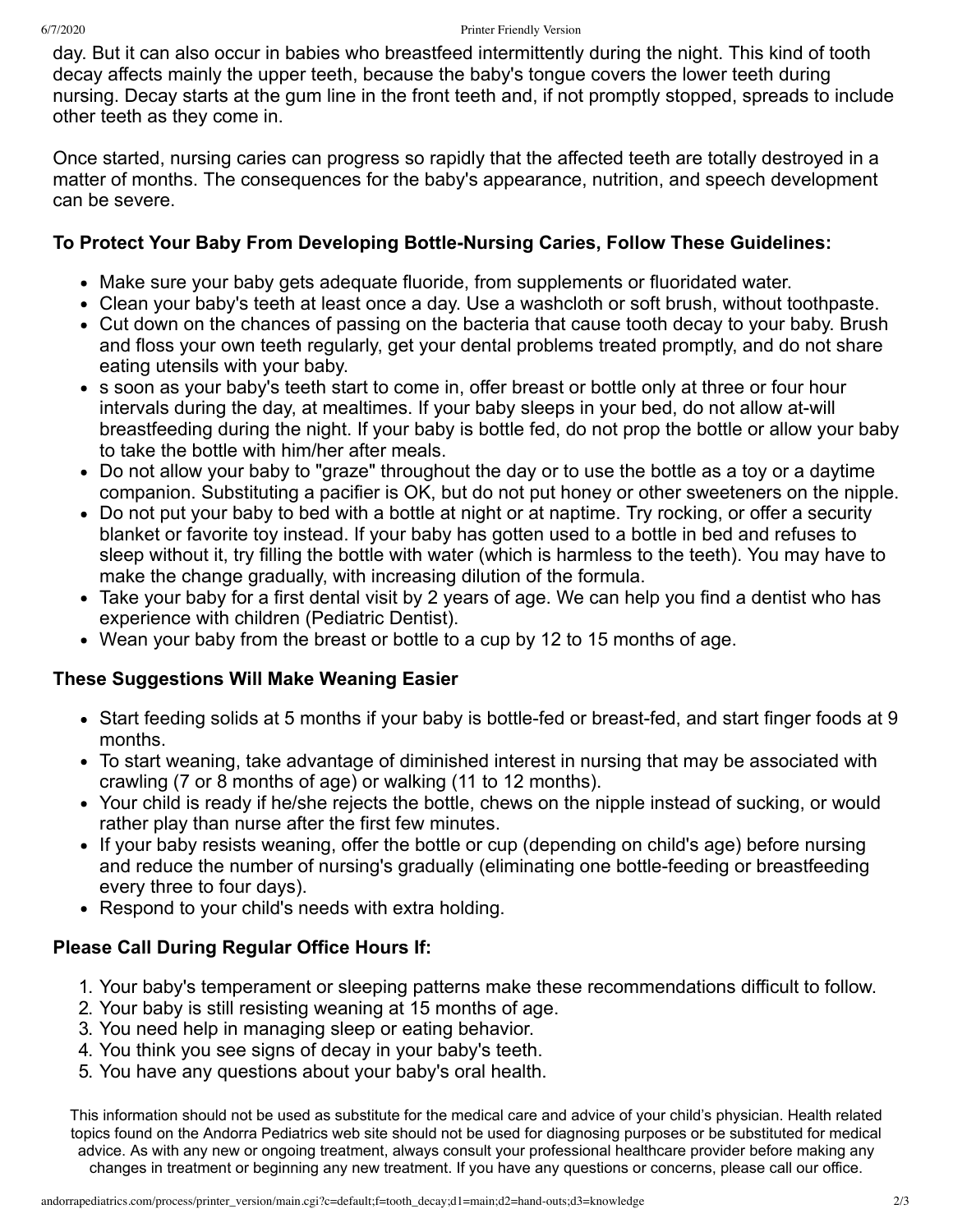day. But it can also occur in babies who breastfeed intermittently during the night. This kind of tooth decay affects mainly the upper teeth, because the baby's tongue covers the lower teeth during nursing. Decay starts at the gum line in the front teeth and, if not promptly stopped, spreads to include other teeth as they come in.

Once started, nursing caries can progress so rapidly that the affected teeth are totally destroyed in a matter of months. The consequences for the baby's appearance, nutrition, and speech development can be severe.

### To Protect Your Baby From Developing Bottle-Nursing Caries, Follow These Guidelines:

- Make sure your baby gets adequate fluoride, from supplements or fluoridated water.
- Clean your baby's teeth at least once a day. Use a washcloth or soft brush, without toothpaste.
- Cut down on the chances of passing on the bacteria that cause tooth decay to your baby. Brush and floss your own teeth regularly, get your dental problems treated promptly, and do not share eating utensils with your baby.
- s soon as your baby's teeth start to come in, offer breast or bottle only at three or four hour intervals during the day, at mealtimes. If your baby sleeps in your bed, do not allow at-will breastfeeding during the night. If your baby is bottle fed, do not prop the bottle or allow your baby to take the bottle with him/her after meals.
- Do not allow your baby to "graze" throughout the day or to use the bottle as a toy or a daytime companion. Substituting a pacifier is OK, but do not put honey or other sweeteners on the nipple.
- Do not put your baby to bed with a bottle at night or at naptime. Try rocking, or offer a security blanket or favorite toy instead. If your baby has gotten used to a bottle in bed and refuses to sleep without it, try filling the bottle with water (which is harmless to the teeth). You may have to make the change gradually, with increasing dilution of the formula.
- Take your baby for a first dental visit by 2 years of age. We can help you find a dentist who has experience with children (Pediatric Dentist).
- Wean your baby from the breast or bottle to a cup by 12 to 15 months of age.

### These Suggestions Will Make Weaning Easier

- Start feeding solids at 5 months if your baby is bottle-fed or breast-fed, and start finger foods at 9 months.
- To start weaning, take advantage of diminished interest in nursing that may be associated with crawling (7 or 8 months of age) or walking (11 to 12 months).
- Your child is ready if he/she rejects the bottle, chews on the nipple instead of sucking, or would rather play than nurse after the first few minutes.
- If your baby resists weaning, offer the bottle or cup (depending on child's age) before nursing and reduce the number of nursing's gradually (eliminating one bottle-feeding or breastfeeding every three to four days).
- Respond to your child's needs with extra holding.

### Please Call During Regular Office Hours If:

1. Your baby's temperament or sleeping patterns make these recommendations difficult to follow.
2. Your baby is still resisting weaning at 15 months of age.
3. You need help in managing sleep or eating behavior.
4. You think you see signs of decay in your baby's teeth.
5. You have any questions about your baby's oral health.

This information should not be used as substitute for the medical care and advice of your child's physician. Health related topics found on the Andorra Pediatrics web site should not be used for diagnosing purposes or be substituted for medical advice. As with any new or ongoing treatment, always consult your professional healthcare provider before making any changes in treatment or beginning any new treatment. If you have any questions or concerns, please call our office.